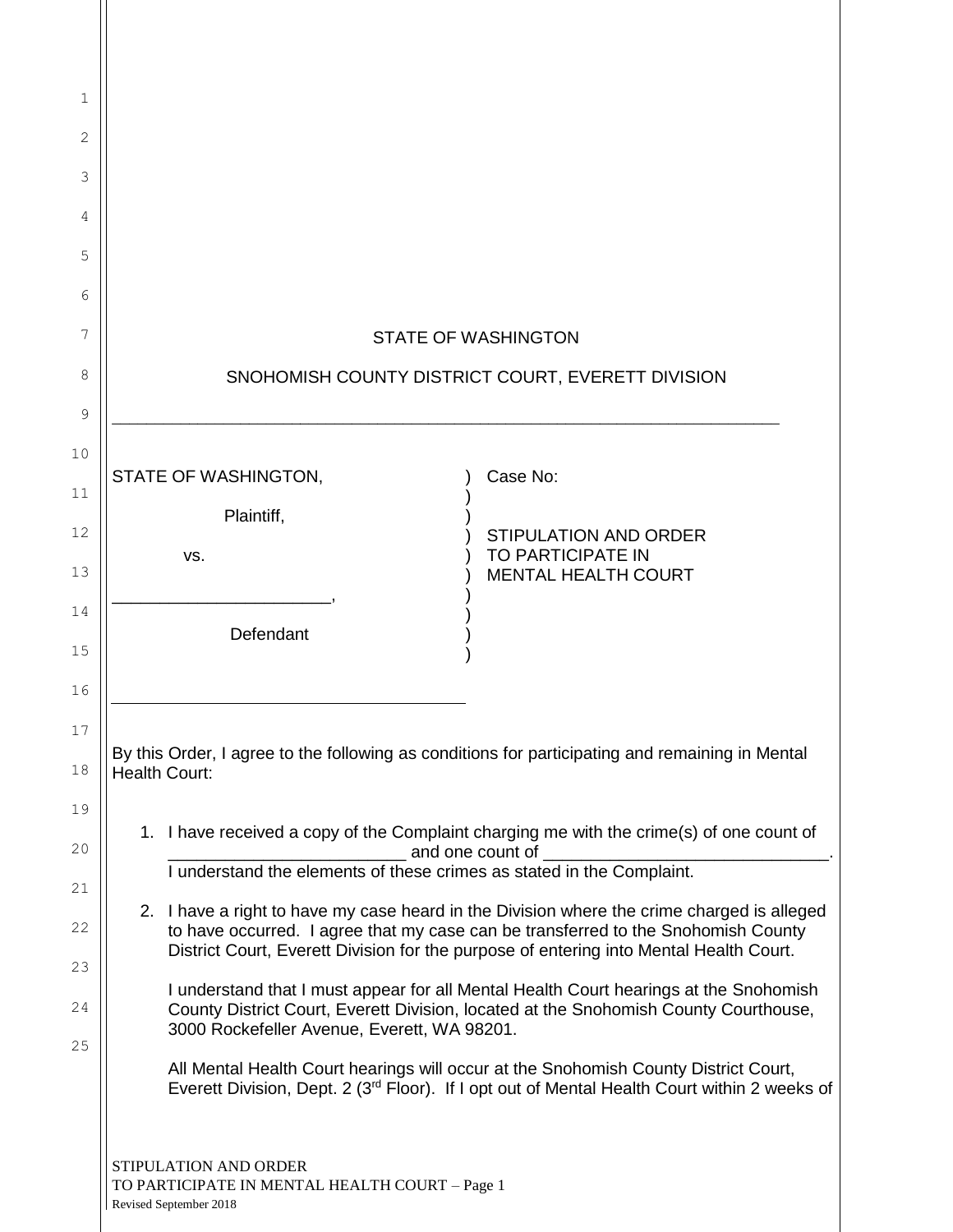STATE OF WASHINGTON

SNOHOMISH COUNTY DISTRICT COURT, EVERETT DIVISION

| | | |
|---|---|---|
| STATE OF WASHINGTON,<br><br>Plaintiff,<br><br>vs.<br><br>______________________,<br><br>Defendant | ) | Case No:<br><br>STIPULATION AND ORDER TO PARTICIPATE IN MENTAL HEALTH COURT |

By this Order, I agree to the following as conditions for participating and remaining in Mental Health Court:

1. I have received a copy of the Complaint charging me with the crime(s) of one count of ________________________ and one count of ______________________________. I understand the elements of these crimes as stated in the Complaint.

2. I have a right to have my case heard in the Division where the crime charged is alleged to have occurred. I agree that my case can be transferred to the Snohomish County District Court, Everett Division for the purpose of entering into Mental Health Court.

   I understand that I must appear for all Mental Health Court hearings at the Snohomish County District Court, Everett Division, located at the Snohomish County Courthouse, 3000 Rockefeller Avenue, Everett, WA 98201.

   All Mental Health Court hearings will occur at the Snohomish County District Court, Everett Division, Dept. 2 (3rd Floor). If I opt out of Mental Health Court within 2 weeks of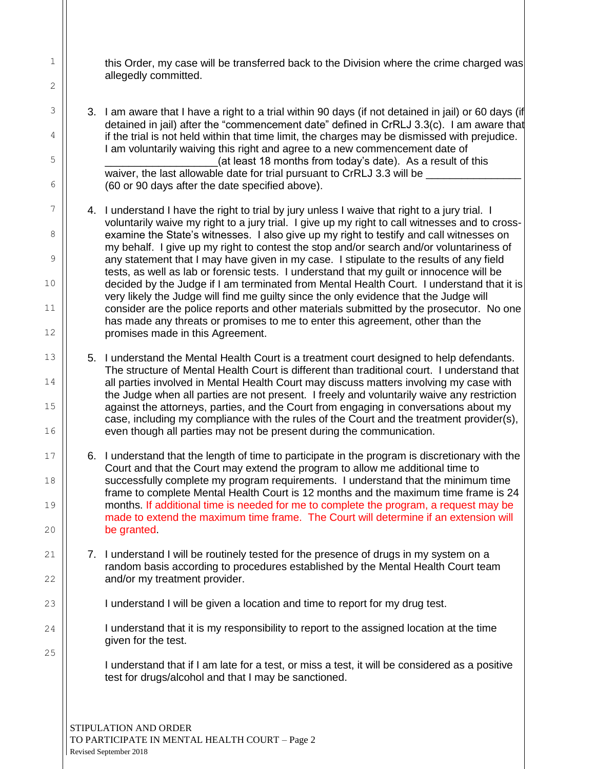this Order, my case will be transferred back to the Division where the crime charged was allegedly committed.

3. I am aware that I have a right to a trial within 90 days (if not detained in jail) or 60 days (if detained in jail) after the "commencement date" defined in CrRLJ 3.3(c). I am aware that if the trial is not held within that time limit, the charges may be dismissed with prejudice. I am voluntarily waiving this right and agree to a new commencement date of __________________(at least 18 months from today's date). As a result of this waiver, the last allowable date for trial pursuant to CrRLJ 3.3 will be ________________ (60 or 90 days after the date specified above).

4. I understand I have the right to trial by jury unless I waive that right to a jury trial. I voluntarily waive my right to a jury trial. I give up my right to call witnesses and to cross-examine the State's witnesses. I also give up my right to testify and call witnesses on my behalf. I give up my right to contest the stop and/or search and/or voluntariness of any statement that I may have given in my case. I stipulate to the results of any field tests, as well as lab or forensic tests. I understand that my guilt or innocence will be decided by the Judge if I am terminated from Mental Health Court. I understand that it is very likely the Judge will find me guilty since the only evidence that the Judge will consider are the police reports and other materials submitted by the prosecutor. No one has made any threats or promises to me to enter this agreement, other than the promises made in this Agreement.

5. I understand the Mental Health Court is a treatment court designed to help defendants. The structure of Mental Health Court is different than traditional court. I understand that all parties involved in Mental Health Court may discuss matters involving my case with the Judge when all parties are not present. I freely and voluntarily waive any restriction against the attorneys, parties, and the Court from engaging in conversations about my case, including my compliance with the rules of the Court and the treatment provider(s), even though all parties may not be present during the communication.

6. I understand that the length of time to participate in the program is discretionary with the Court and that the Court may extend the program to allow me additional time to successfully complete my program requirements. I understand that the minimum time frame to complete Mental Health Court is 12 months and the maximum time frame is 24 months. If additional time is needed for me to complete the program, a request may be made to extend the maximum time frame. The Court will determine if an extension will be granted.

7. I understand I will be routinely tested for the presence of drugs in my system on a random basis according to procedures established by the Mental Health Court team and/or my treatment provider.

   I understand I will be given a location and time to report for my drug test.

   I understand that it is my responsibility to report to the assigned location at the time given for the test.

   I understand that if I am late for a test, or miss a test, it will be considered as a positive test for drugs/alcohol and that I may be sanctioned.

STIPULATION AND ORDER
TO PARTICIPATE IN MENTAL HEALTH COURT – Page 2
Revised September 2018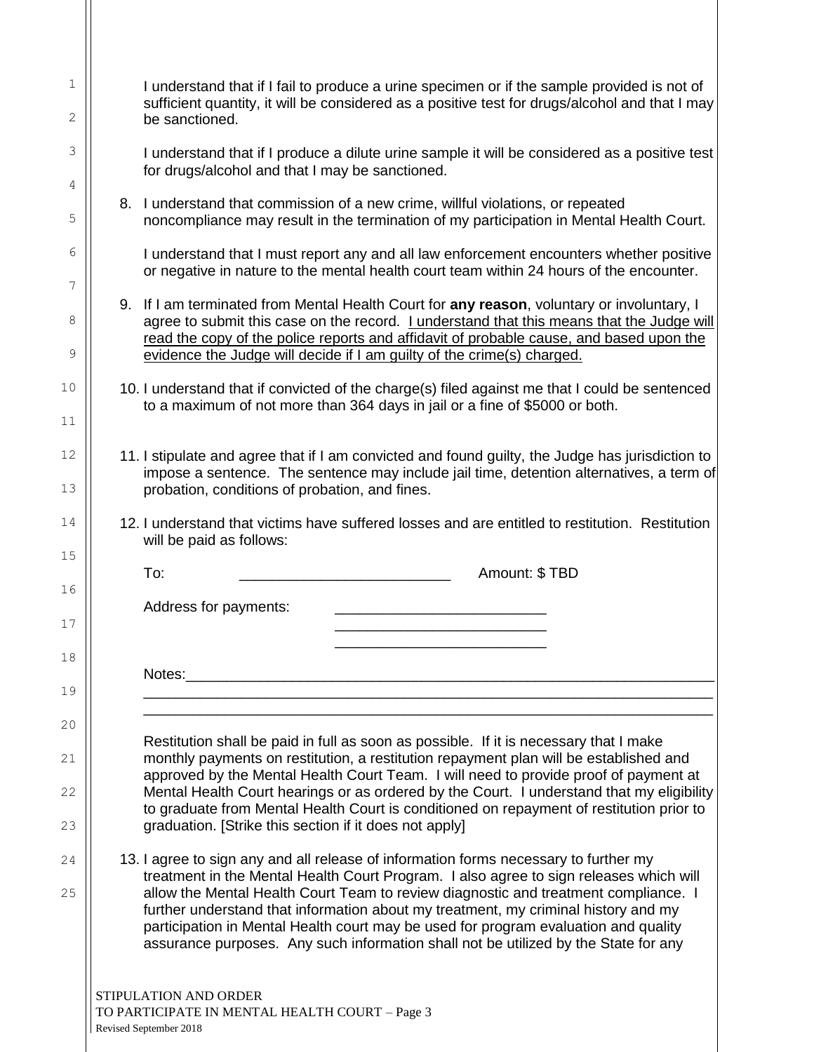I understand that if I fail to produce a urine specimen or if the sample provided is not of sufficient quantity, it will be considered as a positive test for drugs/alcohol and that I may be sanctioned.

I understand that if I produce a dilute urine sample it will be considered as a positive test for drugs/alcohol and that I may be sanctioned.

8. I understand that commission of a new crime, willful violations, or repeated noncompliance may result in the termination of my participation in Mental Health Court.

   I understand that I must report any and all law enforcement encounters whether positive or negative in nature to the mental health court team within 24 hours of the encounter.

9. If I am terminated from Mental Health Court for **any reason**, voluntary or involuntary, I agree to submit this case on the record. <u>I understand that this means that the Judge will read the copy of the police reports and affidavit of probable cause, and based upon the evidence the Judge will decide if I am guilty of the crime(s) charged.</u>

10. I understand that if convicted of the charge(s) filed against me that I could be sentenced to a maximum of not more than 364 days in jail or a fine of $5000 or both.

11. I stipulate and agree that if I am convicted and found guilty, the Judge has jurisdiction to impose a sentence. The sentence may include jail time, detention alternatives, a term of probation, conditions of probation, and fines.

12. I understand that victims have suffered losses and are entitled to restitution. Restitution will be paid as follows:

    To: ____________________________ Amount: $ TBD

    Address for payments: ____________________________
    ____________________________
    ____________________________

    Notes:_______________________________________________________________
    _____________________________________________________________________
    _____________________________________________________________________

    Restitution shall be paid in full as soon as possible. If it is necessary that I make monthly payments on restitution, a restitution repayment plan will be established and approved by the Mental Health Court Team. I will need to provide proof of payment at Mental Health Court hearings or as ordered by the Court. I understand that my eligibility to graduate from Mental Health Court is conditioned on repayment of restitution prior to graduation. [Strike this section if it does not apply]

13. I agree to sign any and all release of information forms necessary to further my treatment in the Mental Health Court Program. I also agree to sign releases which will allow the Mental Health Court Team to review diagnostic and treatment compliance. I further understand that information about my treatment, my criminal history and my participation in Mental Health court may be used for program evaluation and quality assurance purposes. Any such information shall not be utilized by the State for any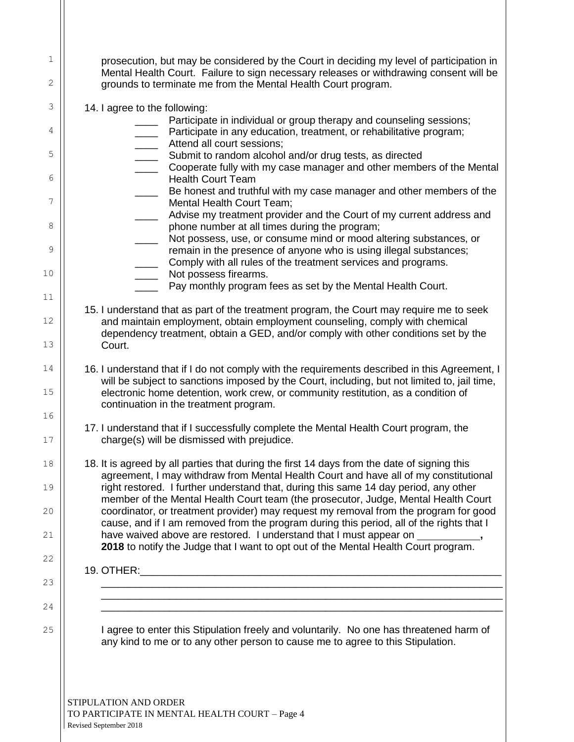prosecution, but may be considered by the Court in deciding my level of participation in Mental Health Court. Failure to sign necessary releases or withdrawing consent will be grounds to terminate me from the Mental Health Court program.

14. I agree to the following:
    - ____ Participate in individual or group therapy and counseling sessions;
    - ____ Participate in any education, treatment, or rehabilitative program;
    - ____ Attend all court sessions;
    - ____ Submit to random alcohol and/or drug tests, as directed
    - ____ Cooperate fully with my case manager and other members of the Mental Health Court Team
    - ____ Be honest and truthful with my case manager and other members of the Mental Health Court Team;
    - ____ Advise my treatment provider and the Court of my current address and phone number at all times during the program;
    - ____ Not possess, use, or consume mind or mood altering substances, or remain in the presence of anyone who is using illegal substances;
    - ____ Comply with all rules of the treatment services and programs.
    - ____ Not possess firearms.
    - ____ Pay monthly program fees as set by the Mental Health Court.

15. I understand that as part of the treatment program, the Court may require me to seek and maintain employment, obtain employment counseling, comply with chemical dependency treatment, obtain a GED, and/or comply with other conditions set by the Court.

16. I understand that if I do not comply with the requirements described in this Agreement, I will be subject to sanctions imposed by the Court, including, but not limited to, jail time, electronic home detention, work crew, or community restitution, as a condition of continuation in the treatment program.

17. I understand that if I successfully complete the Mental Health Court program, the charge(s) will be dismissed with prejudice.

18. It is agreed by all parties that during the first 14 days from the date of signing this agreement, I may withdraw from Mental Health Court and have all of my constitutional right restored. I further understand that, during this same 14 day period, any other member of the Mental Health Court team (the prosecutor, Judge, Mental Health Court coordinator, or treatment provider) may request my removal from the program for good cause, and if I am removed from the program during this period, all of the rights that I have waived above are restored. I understand that I must appear on ___________**, 2018** to notify the Judge that I want to opt out of the Mental Health Court program.

19. OTHER:_______________________________________________________________
    _________________________________________________________________________
    _________________________________________________________________________
    _________________________________________________________________________

I agree to enter this Stipulation freely and voluntarily. No one has threatened harm of any kind to me or to any other person to cause me to agree to this Stipulation.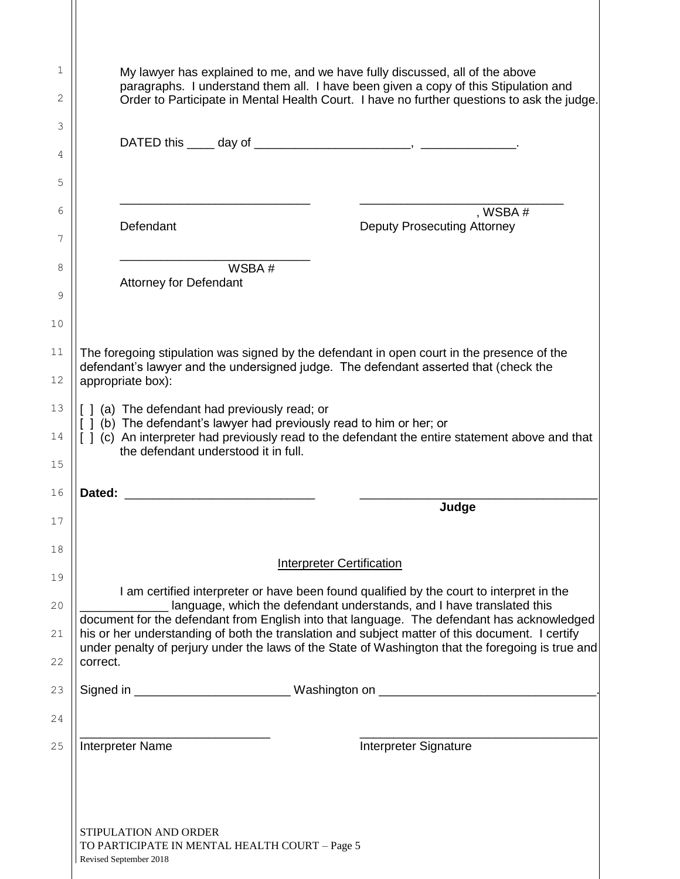My lawyer has explained to me, and we have fully discussed, all of the above paragraphs. I understand them all. I have been given a copy of this Stipulation and Order to Participate in Mental Health Court. I have no further questions to ask the judge.

DATED this ____ day of ______________________, ______________.

| | |
|---|---|
| ____________________________ | ____________________________ , WSBA # |
| Defendant | Deputy Prosecuting Attorney |
| ____________________________ WSBA # | |
| Attorney for Defendant | |

The foregoing stipulation was signed by the defendant in open court in the presence of the defendant's lawyer and the undersigned judge. The defendant asserted that (check the appropriate box):

[ ] (a) The defendant had previously read; or
[ ] (b) The defendant's lawyer had previously read to him or her; or
[ ] (c) An interpreter had previously read to the defendant the entire statement above and that the defendant understood it in full.

**Dated:** ____________________________ ____________________________
**Judge**

## Interpreter Certification

I am certified interpreter or have been found qualified by the court to interpret in the _____________ language, which the defendant understands, and I have translated this document for the defendant from English into that language. The defendant has acknowledged his or her understanding of both the translation and subject matter of this document. I certify under penalty of perjury under the laws of the State of Washington that the foregoing is true and correct.

Signed in ______________________ Washington on ________________________________.

| | |
|---|---|
| ____________________________ | ____________________________ |
| Interpreter Name | Interpreter Signature |